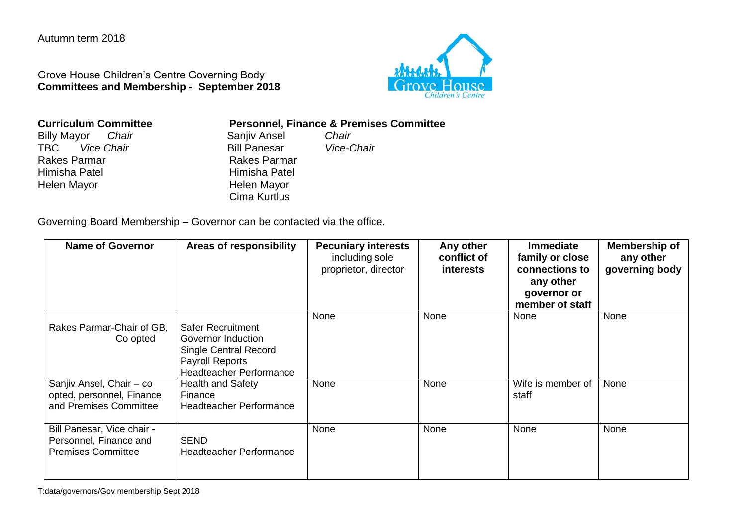Autumn term 2018

Grove House Children's Centre Governing Body
**Committees and Membership - September 2018**

**Curriculum Committee**

Billy Mayor *Chair*
TBC *Vice Chair*
Rakes Parmar
Himisha Patel
Helen Mayor

**Personnel, Finance & Premises Committee**

Sanjiv Ansel *Chair*
Bill Panesar *Vice-Chair*
Rakes Parmar
Himisha Patel
Helen Mayor
Cima Kurtlus

Governing Board Membership – Governor can be contacted via the office.

| Name of Governor | Areas of responsibility | Pecuniary interests including sole proprietor, director | Any other conflict of interests | Immediate family or close connections to any other governor or member of staff | Membership of any other governing body |
|---|---|---|---|---|---|
| Rakes Parmar-Chair of GB, Co opted | Safer Recruitment<br>Governor Induction<br>Single Central Record<br>Payroll Reports<br>Headteacher Performance | None | None | None | None |
| Sanjiv Ansel, Chair – co opted, personnel, Finance and Premises Committee | Health and Safety<br>Finance<br>Headteacher Performance | None | None | Wife is member of staff | None |
| Bill Panesar, Vice chair - Personnel, Finance and Premises Committee | SEND<br>Headteacher Performance | None | None | None | None |

T:data/governors/Gov membership Sept 2018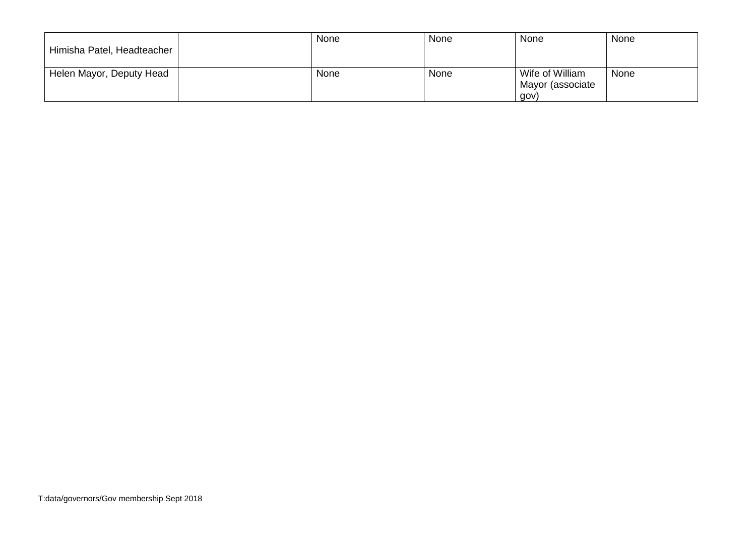| | | | | | |
|---|---|---|---|---|---|
| Himisha Patel, Headteacher | | None | None | None | None |
| Helen Mayor, Deputy Head | | None | None | Wife of William Mayor (associate gov) | None |

T:data/governors/Gov membership Sept 2018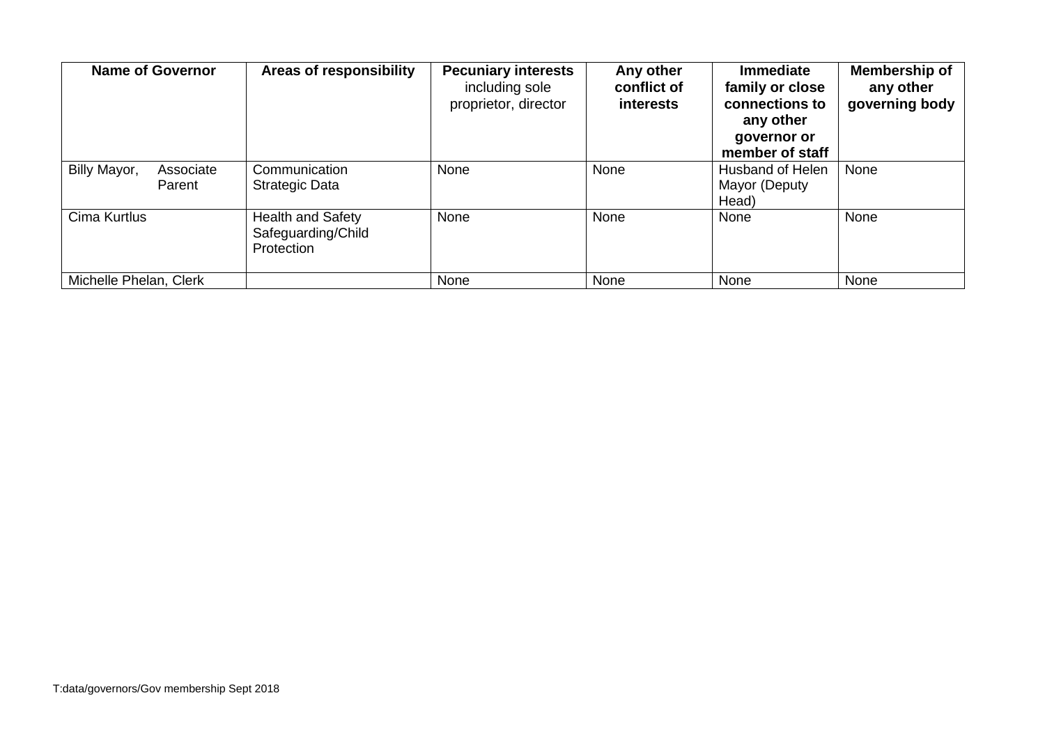| Name of Governor | Areas of responsibility | Pecuniary interests including sole proprietor, director | Any other conflict of interests | Immediate family or close connections to any other governor or member of staff | Membership of any other governing body |
|---|---|---|---|---|---|
| Billy Mayor, Associate Parent | Communication Strategic Data | None | None | Husband of Helen Mayor (Deputy Head) | None |
| Cima Kurtlus | Health and Safety Safeguarding/Child Protection | None | None | None | None |
| Michelle Phelan, Clerk | | None | None | None | None |

T:data/governors/Gov membership Sept 2018